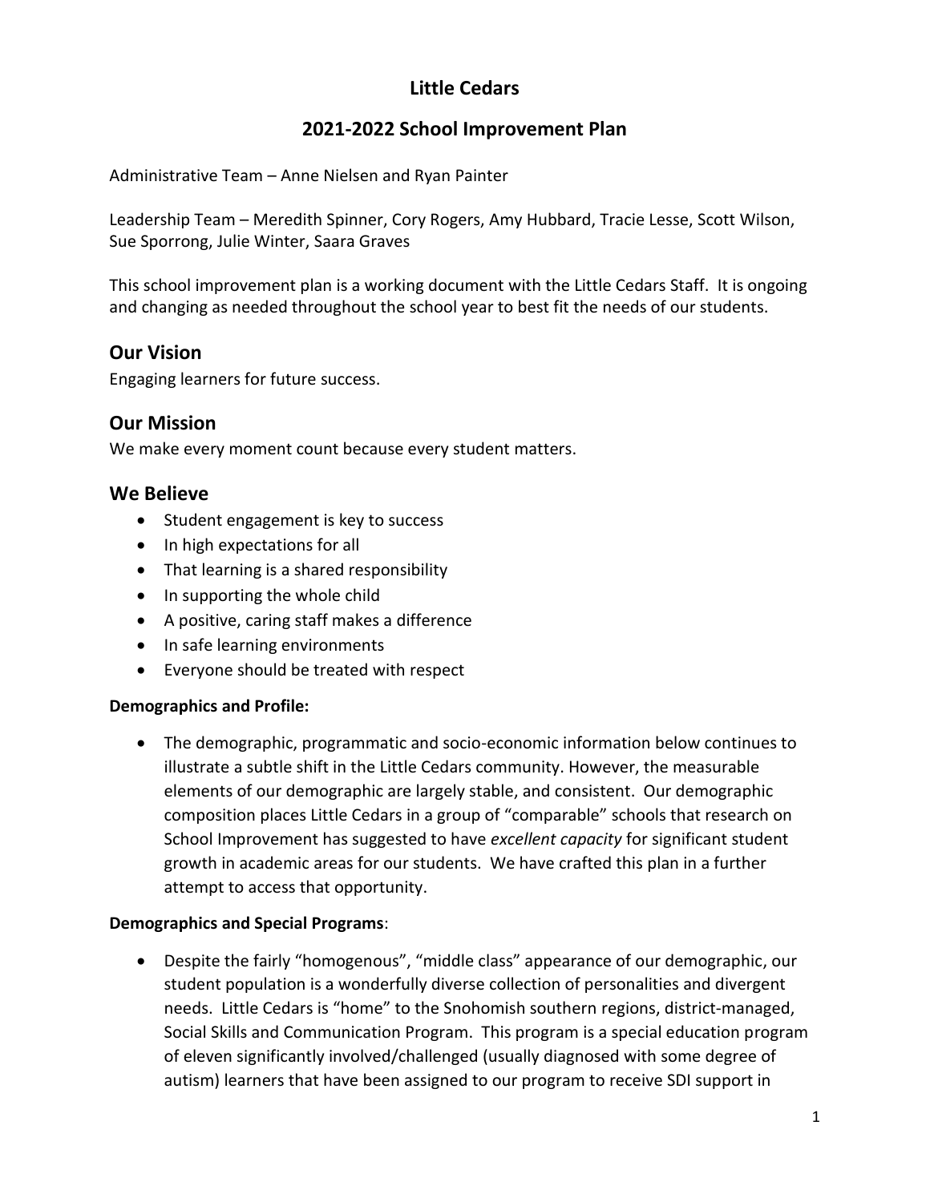# Little Cedars

## 2021-2022 School Improvement Plan

Administrative Team – Anne Nielsen and Ryan Painter

Leadership Team – Meredith Spinner, Cory Rogers, Amy Hubbard, Tracie Lesse, Scott Wilson, Sue Sporrong, Julie Winter, Saara Graves

This school improvement plan is a working document with the Little Cedars Staff. It is ongoing and changing as needed throughout the school year to best fit the needs of our students.

## Our Vision

Engaging learners for future success.

## Our Mission

We make every moment count because every student matters.

## We Believe

- Student engagement is key to success
- In high expectations for all
- That learning is a shared responsibility
- In supporting the whole child
- A positive, caring staff makes a difference
- In safe learning environments
- Everyone should be treated with respect

**Demographics and Profile:**

- The demographic, programmatic and socio-economic information below continues to illustrate a subtle shift in the Little Cedars community. However, the measurable elements of our demographic are largely stable, and consistent. Our demographic composition places Little Cedars in a group of "comparable" schools that research on School Improvement has suggested to have *excellent capacity* for significant student growth in academic areas for our students. We have crafted this plan in a further attempt to access that opportunity.

**Demographics and Special Programs**:

- Despite the fairly "homogenous", "middle class" appearance of our demographic, our student population is a wonderfully diverse collection of personalities and divergent needs. Little Cedars is "home" to the Snohomish southern regions, district-managed, Social Skills and Communication Program. This program is a special education program of eleven significantly involved/challenged (usually diagnosed with some degree of autism) learners that have been assigned to our program to receive SDI support in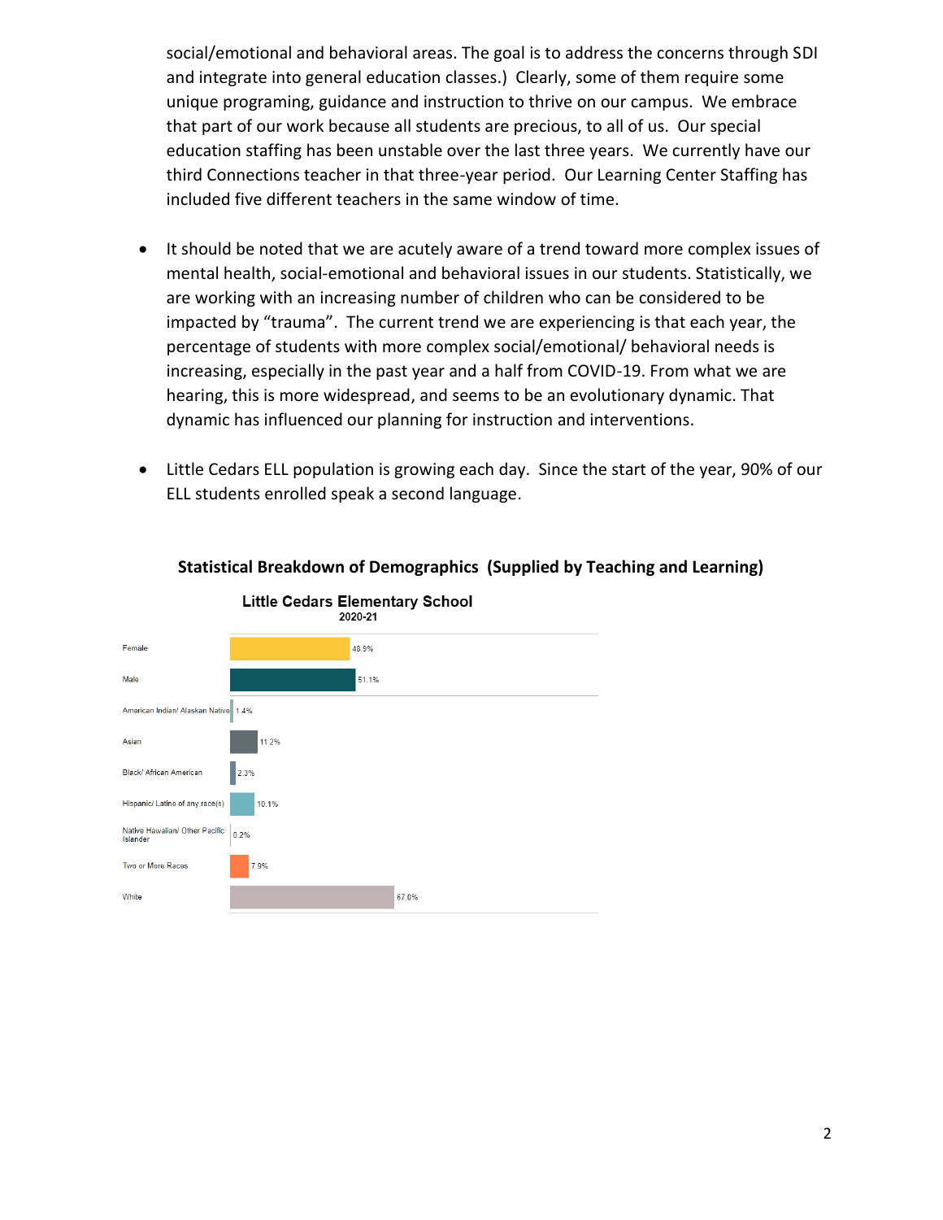social/emotional and behavioral areas. The goal is to address the concerns through SDI and integrate into general education classes.) Clearly, some of them require some unique programing, guidance and instruction to thrive on our campus. We embrace that part of our work because all students are precious, to all of us. Our special education staffing has been unstable over the last three years. We currently have our third Connections teacher in that three-year period. Our Learning Center Staffing has included five different teachers in the same window of time.

- It should be noted that we are acutely aware of a trend toward more complex issues of mental health, social-emotional and behavioral issues in our students. Statistically, we are working with an increasing number of children who can be considered to be impacted by "trauma". The current trend we are experiencing is that each year, the percentage of students with more complex social/emotional/ behavioral needs is increasing, especially in the past year and a half from COVID-19. From what we are hearing, this is more widespread, and seems to be an evolutionary dynamic. That dynamic has influenced our planning for instruction and interventions.

- Little Cedars ELL population is growing each day. Since the start of the year, 90% of our ELL students enrolled speak a second language.

**Statistical Breakdown of Demographics (Supplied by Teaching and Learning)**

**Little Cedars Elementary School**
**2020-21**

| Category | Percentage |
| --- | --- |
| Female | 48.9% |
| Male | 51.1% |
| American Indian/ Alaskan Native | 1.4% |
| Asian | 11.2% |
| Black/ African American | 2.3% |
| Hispanic/ Latino of any race(s) | 10.1% |
| Native Hawaiian/ Other Pacific Islander | 0.2% |
| Two or More Races | 7.9% |
| White | 67.0% |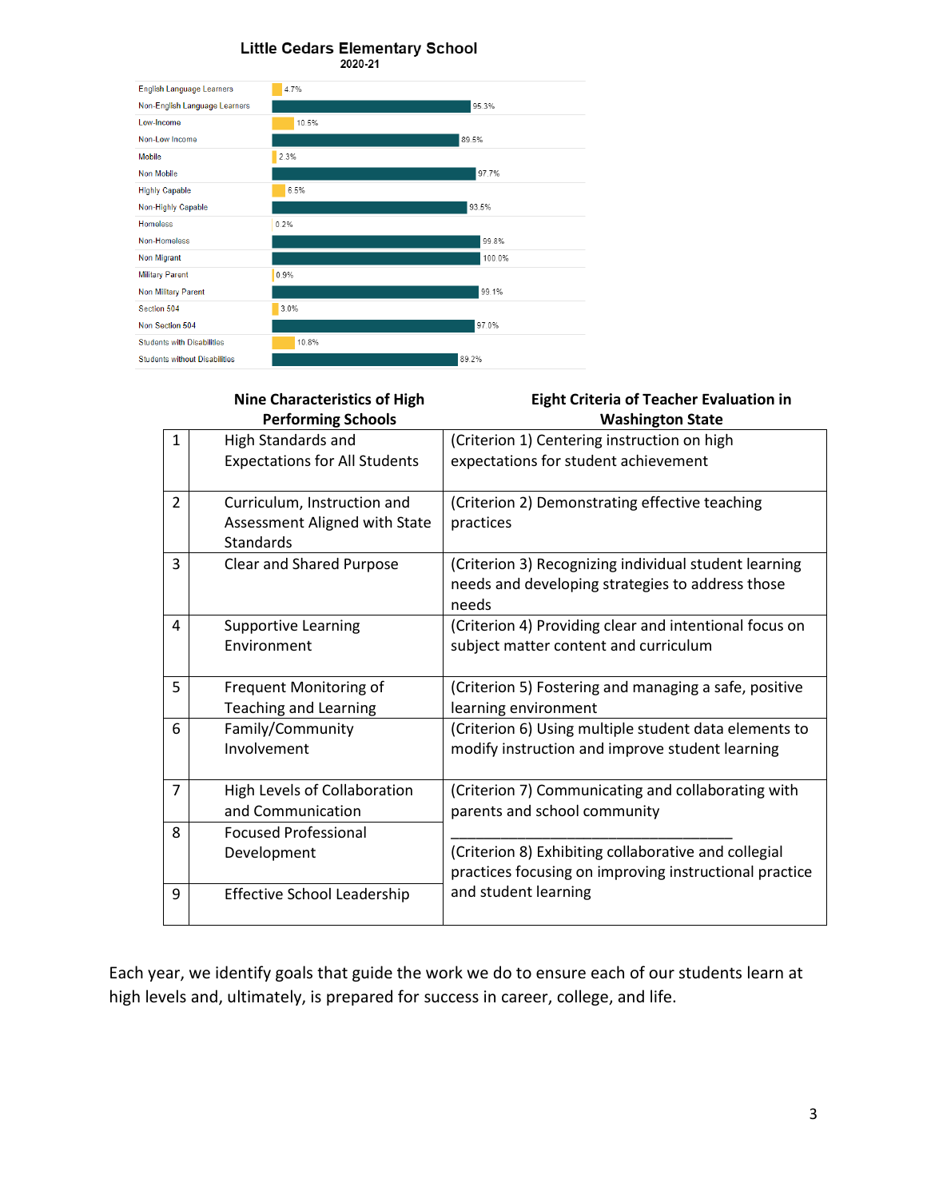**Little Cedars Elementary School**
**2020-21**

| Category | Percentage |
|---|---|
| English Language Learners | 4.7% |
| Non-English Language Learners | 95.3% |
| Low-Income | 10.5% |
| Non-Low Income | 89.5% |
| Mobile | 2.3% |
| Non Mobile | 97.7% |
| Highly Capable | 6.5% |
| Non-Highly Capable | 93.5% |
| Homeless | 0.2% |
| Non-Homeless | 99.8% |
| Non Migrant | 100.0% |
| Military Parent | 0.9% |
| Non Military Parent | 99.1% |
| Section 504 | 3.0% |
| Non Section 504 | 97.0% |
| Students with Disabilities | 10.8% |
| Students without Disabilities | 89.2% |

| | Nine Characteristics of High Performing Schools | Eight Criteria of Teacher Evaluation in Washington State |
|---|---|---|
| 1 | High Standards and Expectations for All Students | (Criterion 1) Centering instruction on high expectations for student achievement |
| 2 | Curriculum, Instruction and Assessment Aligned with State Standards | (Criterion 2) Demonstrating effective teaching practices |
| 3 | Clear and Shared Purpose | (Criterion 3) Recognizing individual student learning needs and developing strategies to address those needs |
| 4 | Supportive Learning Environment | (Criterion 4) Providing clear and intentional focus on subject matter content and curriculum |
| 5 | Frequent Monitoring of Teaching and Learning | (Criterion 5) Fostering and managing a safe, positive learning environment |
| 6 | Family/Community Involvement | (Criterion 6) Using multiple student data elements to modify instruction and improve student learning |
| 7 | High Levels of Collaboration and Communication | (Criterion 7) Communicating and collaborating with parents and school community |
| 8 | Focused Professional Development | (Criterion 8) Exhibiting collaborative and collegial practices focusing on improving instructional practice and student learning |
| 9 | Effective School Leadership | |

Each year, we identify goals that guide the work we do to ensure each of our students learn at high levels and, ultimately, is prepared for success in career, college, and life.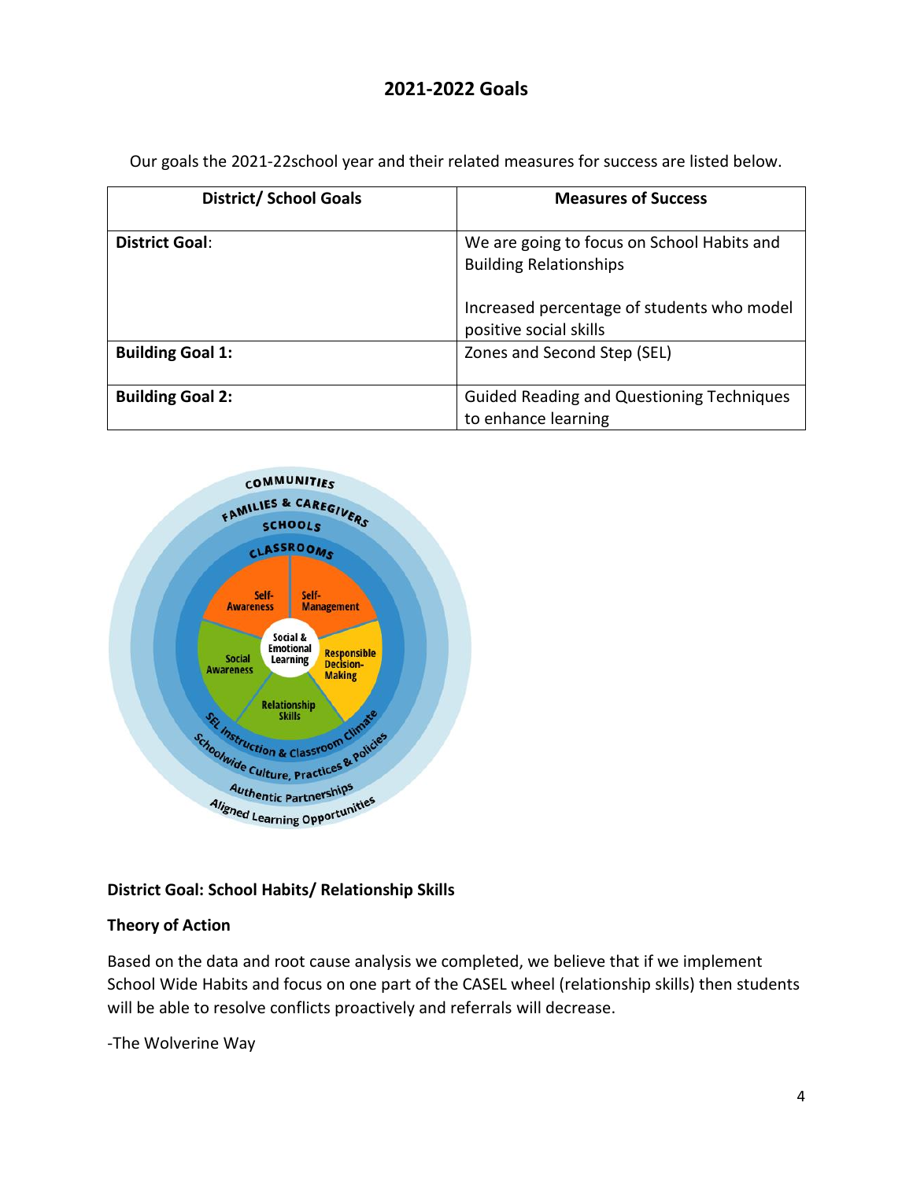## 2021-2022 Goals

Our goals the 2021-22school year and their related measures for success are listed below.

| District/ School Goals | Measures of Success |
|---|---|
| **District Goal**: | We are going to focus on School Habits and Building Relationships<br><br>Increased percentage of students who model positive social skills |
| **Building Goal 1:** | Zones and Second Step (SEL) |
| **Building Goal 2:** | Guided Reading and Questioning Techniques to enhance learning |

**District Goal: School Habits/ Relationship Skills**

**Theory of Action**

Based on the data and root cause analysis we completed, we believe that if we implement School Wide Habits and focus on one part of the CASEL wheel (relationship skills) then students will be able to resolve conflicts proactively and referrals will decrease.

-The Wolverine Way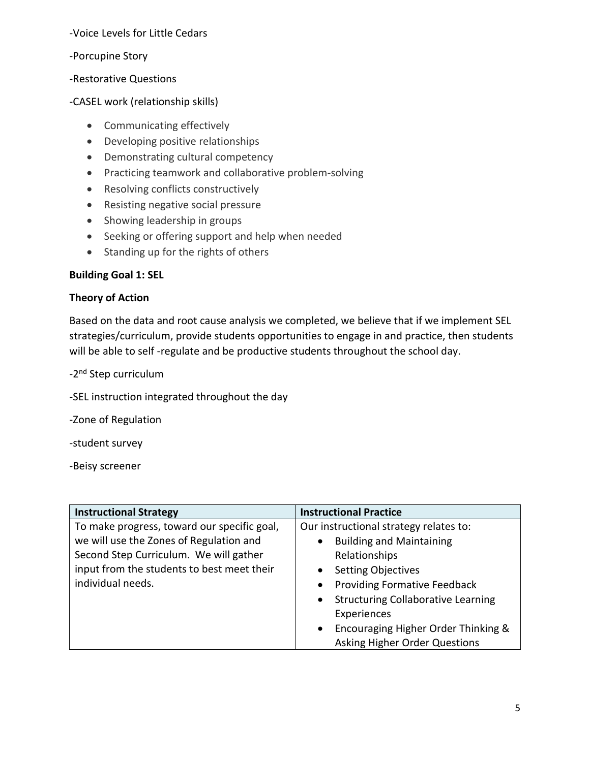-Voice Levels for Little Cedars

-Porcupine Story

-Restorative Questions

-CASEL work (relationship skills)

- Communicating effectively
- Developing positive relationships
- Demonstrating cultural competency
- Practicing teamwork and collaborative problem-solving
- Resolving conflicts constructively
- Resisting negative social pressure
- Showing leadership in groups
- Seeking or offering support and help when needed
- Standing up for the rights of others

**Building Goal 1: SEL**

**Theory of Action**

Based on the data and root cause analysis we completed, we believe that if we implement SEL strategies/curriculum, provide students opportunities to engage in and practice, then students will be able to self -regulate and be productive students throughout the school day.

-2nd Step curriculum

-SEL instruction integrated throughout the day

-Zone of Regulation

-student survey

-Beisy screener

| **Instructional Strategy** | **Instructional Practice** |
|---|---|
| To make progress, toward our specific goal, we will use the Zones of Regulation and Second Step Curriculum. We will gather input from the students to best meet their individual needs. | Our instructional strategy relates to:<br>• Building and Maintaining Relationships<br>• Setting Objectives<br>• Providing Formative Feedback<br>• Structuring Collaborative Learning Experiences<br>• Encouraging Higher Order Thinking & Asking Higher Order Questions |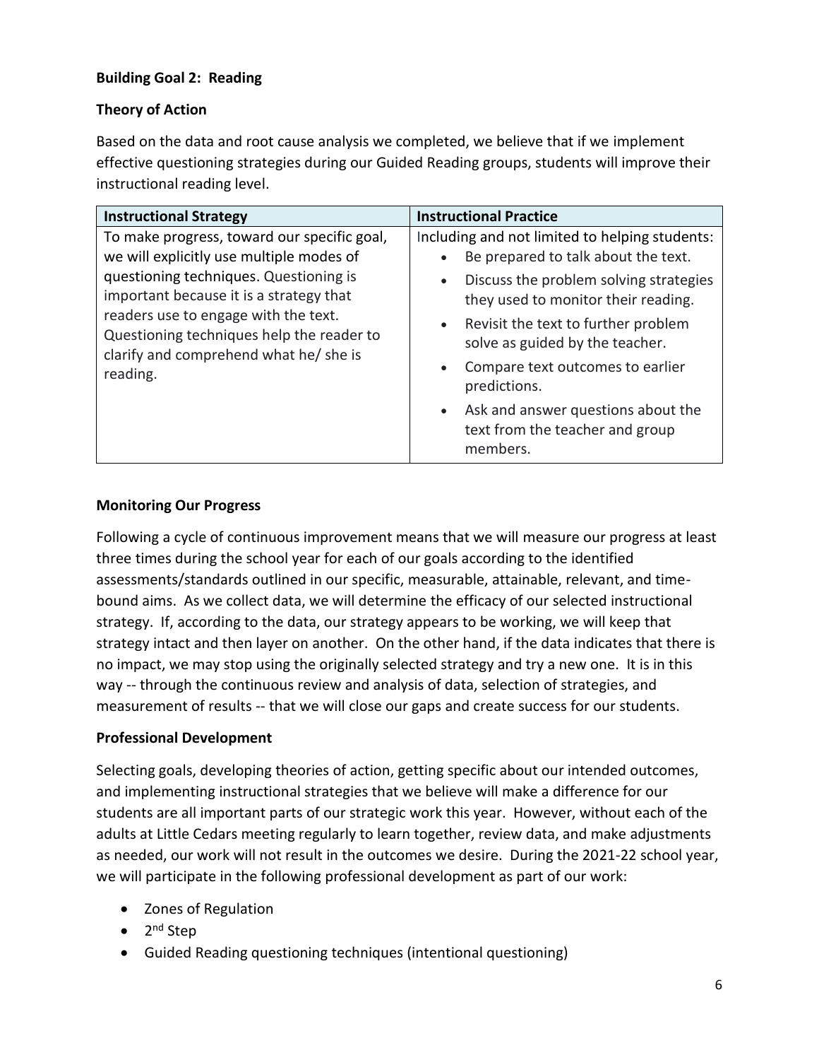**Building Goal 2: Reading**

**Theory of Action**

Based on the data and root cause analysis we completed, we believe that if we implement effective questioning strategies during our Guided Reading groups, students will improve their instructional reading level.

| Instructional Strategy | Instructional Practice |
|---|---|
| To make progress, toward our specific goal, we will explicitly use multiple modes of questioning techniques. Questioning is important because it is a strategy that readers use to engage with the text. Questioning techniques help the reader to clarify and comprehend what he/ she is reading. | Including and not limited to helping students:<br>• Be prepared to talk about the text.<br>• Discuss the problem solving strategies they used to monitor their reading.<br>• Revisit the text to further problem solve as guided by the teacher.<br>• Compare text outcomes to earlier predictions.<br>• Ask and answer questions about the text from the teacher and group members. |

**Monitoring Our Progress**

Following a cycle of continuous improvement means that we will measure our progress at least three times during the school year for each of our goals according to the identified assessments/standards outlined in our specific, measurable, attainable, relevant, and time-bound aims. As we collect data, we will determine the efficacy of our selected instructional strategy. If, according to the data, our strategy appears to be working, we will keep that strategy intact and then layer on another. On the other hand, if the data indicates that there is no impact, we may stop using the originally selected strategy and try a new one. It is in this way -- through the continuous review and analysis of data, selection of strategies, and measurement of results -- that we will close our gaps and create success for our students.

**Professional Development**

Selecting goals, developing theories of action, getting specific about our intended outcomes, and implementing instructional strategies that we believe will make a difference for our students are all important parts of our strategic work this year. However, without each of the adults at Little Cedars meeting regularly to learn together, review data, and make adjustments as needed, our work will not result in the outcomes we desire. During the 2021-22 school year, we will participate in the following professional development as part of our work:

- Zones of Regulation
- 2nd Step
- Guided Reading questioning techniques (intentional questioning)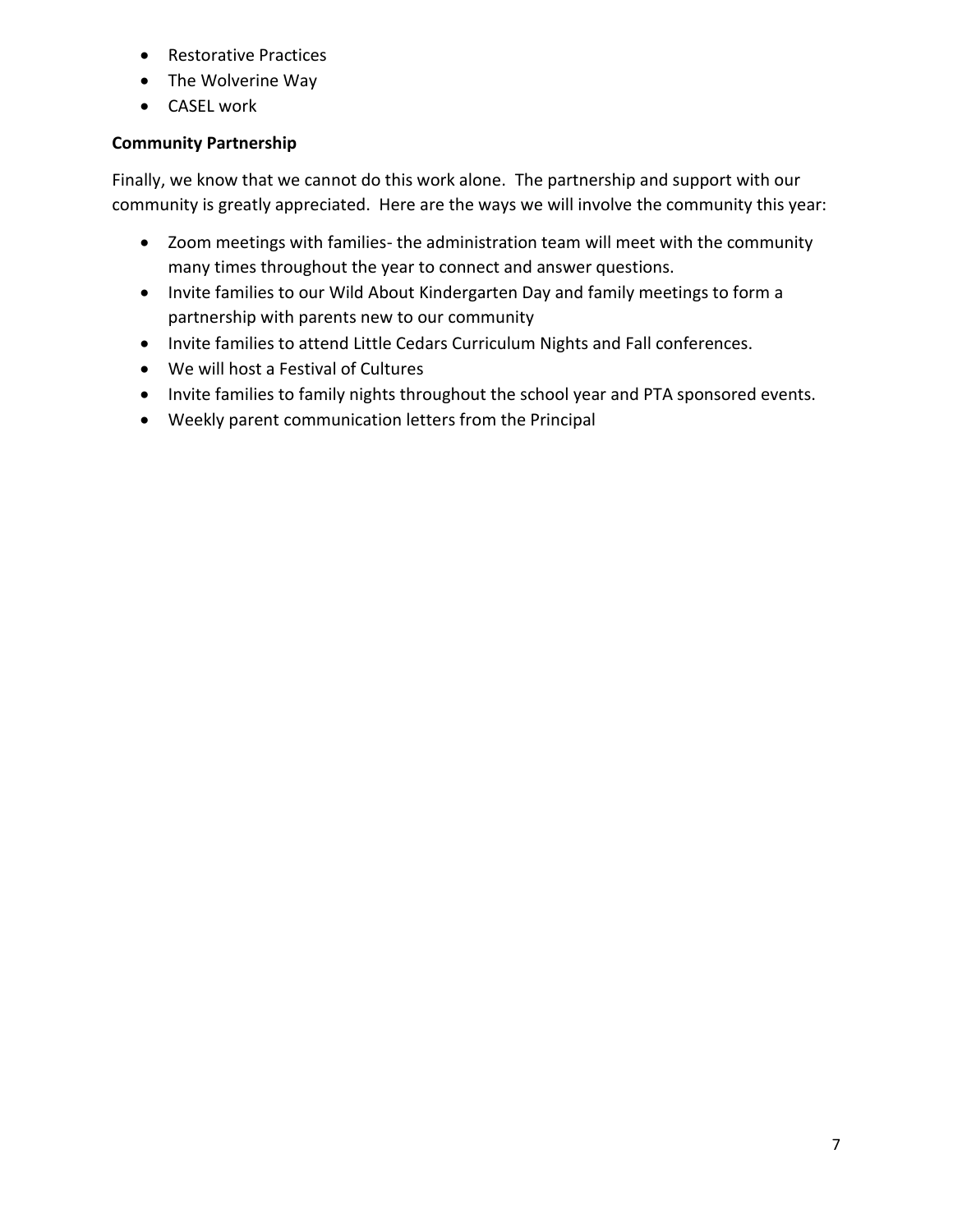- Restorative Practices
- The Wolverine Way
- CASEL work

**Community Partnership**

Finally, we know that we cannot do this work alone. The partnership and support with our community is greatly appreciated. Here are the ways we will involve the community this year:

- Zoom meetings with families- the administration team will meet with the community many times throughout the year to connect and answer questions.
- Invite families to our Wild About Kindergarten Day and family meetings to form a partnership with parents new to our community
- Invite families to attend Little Cedars Curriculum Nights and Fall conferences.
- We will host a Festival of Cultures
- Invite families to family nights throughout the school year and PTA sponsored events.
- Weekly parent communication letters from the Principal